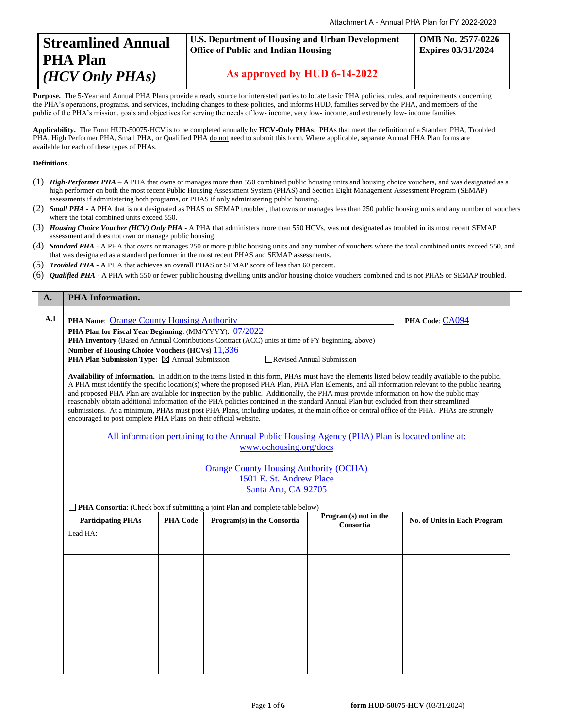Attachment A - Annual PHA Plan for FY 2022-2023

# Streamlined Annual PHA Plan *(HCV Only PHAs)*

**U.S. Department of Housing and Urban Development**
**Office of Public and Indian Housing**

**As approved by HUD 6-14-2022**

**OMB No. 2577-0226**
**Expires 03/31/2024**

**Purpose.** The 5-Year and Annual PHA Plans provide a ready source for interested parties to locate basic PHA policies, rules, and requirements concerning the PHA's operations, programs, and services, including changes to these policies, and informs HUD, families served by the PHA, and members of the public of the PHA's mission, goals and objectives for serving the needs of low- income, very low- income, and extremely low- income families

**Applicability.** The Form HUD-50075-HCV is to be completed annually by **HCV-Only PHAs**. PHAs that meet the definition of a Standard PHA, Troubled PHA, High Performer PHA, Small PHA, or Qualified PHA do not need to submit this form. Where applicable, separate Annual PHA Plan forms are available for each of these types of PHAs.

**Definitions.**

(1) ***High-Performer PHA*** – A PHA that owns or manages more than 550 combined public housing units and housing choice vouchers, and was designated as a high performer on both the most recent Public Housing Assessment System (PHAS) and Section Eight Management Assessment Program (SEMAP) assessments if administering both programs, or PHAS if only administering public housing.

(2) ***Small PHA*** - A PHA that is not designated as PHAS or SEMAP troubled, that owns or manages less than 250 public housing units and any number of vouchers where the total combined units exceed 550.

(3) ***Housing Choice Voucher (HCV) Only PHA*** - A PHA that administers more than 550 HCVs, was not designated as troubled in its most recent SEMAP assessment and does not own or manage public housing.

(4) ***Standard PHA*** - A PHA that owns or manages 250 or more public housing units and any number of vouchers where the total combined units exceed 550, and that was designated as a standard performer in the most recent PHAS and SEMAP assessments.

(5) ***Troubled PHA*** - A PHA that achieves an overall PHAS or SEMAP score of less than 60 percent.

(6) ***Qualified PHA*** - A PHA with 550 or fewer public housing dwelling units and/or housing choice vouchers combined and is not PHAS or SEMAP troubled.

## A. PHA Information.

**A.1**

**PHA Name**: Orange County Housing Authority **PHA Code**: CA094

**PHA Plan for Fiscal Year Beginning**: (MM/YYYY): 07/2022

**PHA Inventory** (Based on Annual Contributions Contract (ACC) units at time of FY beginning, above)

**Number of Housing Choice Vouchers (HCVs)** 11,336

**PHA Plan Submission Type:** ☒ Annual Submission ☐ Revised Annual Submission

**Availability of Information.** In addition to the items listed in this form, PHAs must have the elements listed below readily available to the public. A PHA must identify the specific location(s) where the proposed PHA Plan, PHA Plan Elements, and all information relevant to the public hearing and proposed PHA Plan are available for inspection by the public. Additionally, the PHA must provide information on how the public may reasonably obtain additional information of the PHA policies contained in the standard Annual Plan but excluded from their streamlined submissions. At a minimum, PHAs must post PHA Plans, including updates, at the main office or central office of the PHA. PHAs are strongly encouraged to post complete PHA Plans on their official website.

All information pertaining to the Annual Public Housing Agency (PHA) Plan is located online at: www.ochousing.org/docs

Orange County Housing Authority (OCHA)
1501 E. St. Andrew Place
Santa Ana, CA 92705

☐ **PHA Consortia**: (Check box if submitting a joint Plan and complete table below)

| Participating PHAs | PHA Code | Program(s) in the Consortia | Program(s) not in the Consortia | No. of Units in Each Program |
|---|---|---|---|---|
| Lead HA: | | | | |
| | | | | |
| | | | | |
| | | | | |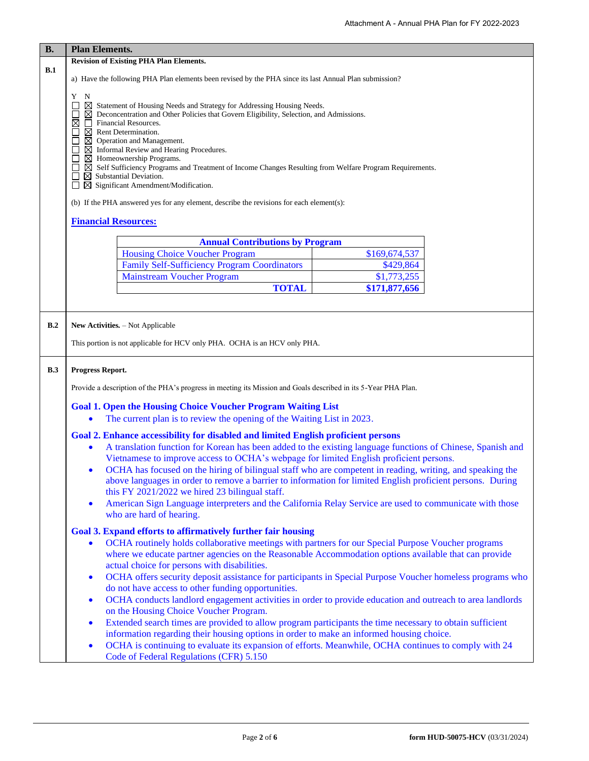## B. Plan Elements.

### B.1

**Revision of Existing PHA Plan Elements.**

a) Have the following PHA Plan elements been revised by the PHA since its last Annual Plan submission?

| Y | N | |
|---|---|---|
| ☐ | ☒ | Statement of Housing Needs and Strategy for Addressing Housing Needs. |
| ☐ | ☒ | Deconcentration and Other Policies that Govern Eligibility, Selection, and Admissions. |
| ☒ | ☐ | Financial Resources. |
| ☐ | ☒ | Rent Determination. |
| ☐ | ☒ | Operation and Management. |
| ☐ | ☒ | Informal Review and Hearing Procedures. |
| ☐ | ☒ | Homeownership Programs. |
| ☐ | ☒ | Self Sufficiency Programs and Treatment of Income Changes Resulting from Welfare Program Requirements. |
| ☐ | ☒ | Substantial Deviation. |
| ☐ | ☒ | Significant Amendment/Modification. |

(b) If the PHA answered yes for any element, describe the revisions for each element(s):

**Financial Resources:**

| Annual Contributions by Program | |
|---|---|
| Housing Choice Voucher Program | $169,674,537 |
| Family Self-Sufficiency Program Coordinators | $429,864 |
| Mainstream Voucher Program | $1,773,255 |
| **TOTAL** | **$171,877,656** |

### B.2

**New Activities.** – Not Applicable

This portion is not applicable for HCV only PHA. OCHA is an HCV only PHA.

### B.3

**Progress Report.**

Provide a description of the PHA's progress in meeting its Mission and Goals described in its 5-Year PHA Plan.

**Goal 1. Open the Housing Choice Voucher Program Waiting List**

- The current plan is to review the opening of the Waiting List in 2023.

**Goal 2. Enhance accessibility for disabled and limited English proficient persons**

- A translation function for Korean has been added to the existing language functions of Chinese, Spanish and Vietnamese to improve access to OCHA's webpage for limited English proficient persons.
- OCHA has focused on the hiring of bilingual staff who are competent in reading, writing, and speaking the above languages in order to remove a barrier to information for limited English proficient persons. During this FY 2021/2022 we hired 23 bilingual staff.
- American Sign Language interpreters and the California Relay Service are used to communicate with those who are hard of hearing.

**Goal 3. Expand efforts to affirmatively further fair housing**

- OCHA routinely holds collaborative meetings with partners for our Special Purpose Voucher programs where we educate partner agencies on the Reasonable Accommodation options available that can provide actual choice for persons with disabilities.
- OCHA offers security deposit assistance for participants in Special Purpose Voucher homeless programs who do not have access to other funding opportunities.
- OCHA conducts landlord engagement activities in order to provide education and outreach to area landlords on the Housing Choice Voucher Program.
- Extended search times are provided to allow program participants the time necessary to obtain sufficient information regarding their housing options in order to make an informed housing choice.
- OCHA is continuing to evaluate its expansion of efforts. Meanwhile, OCHA continues to comply with 24 Code of Federal Regulations (CFR) 5.150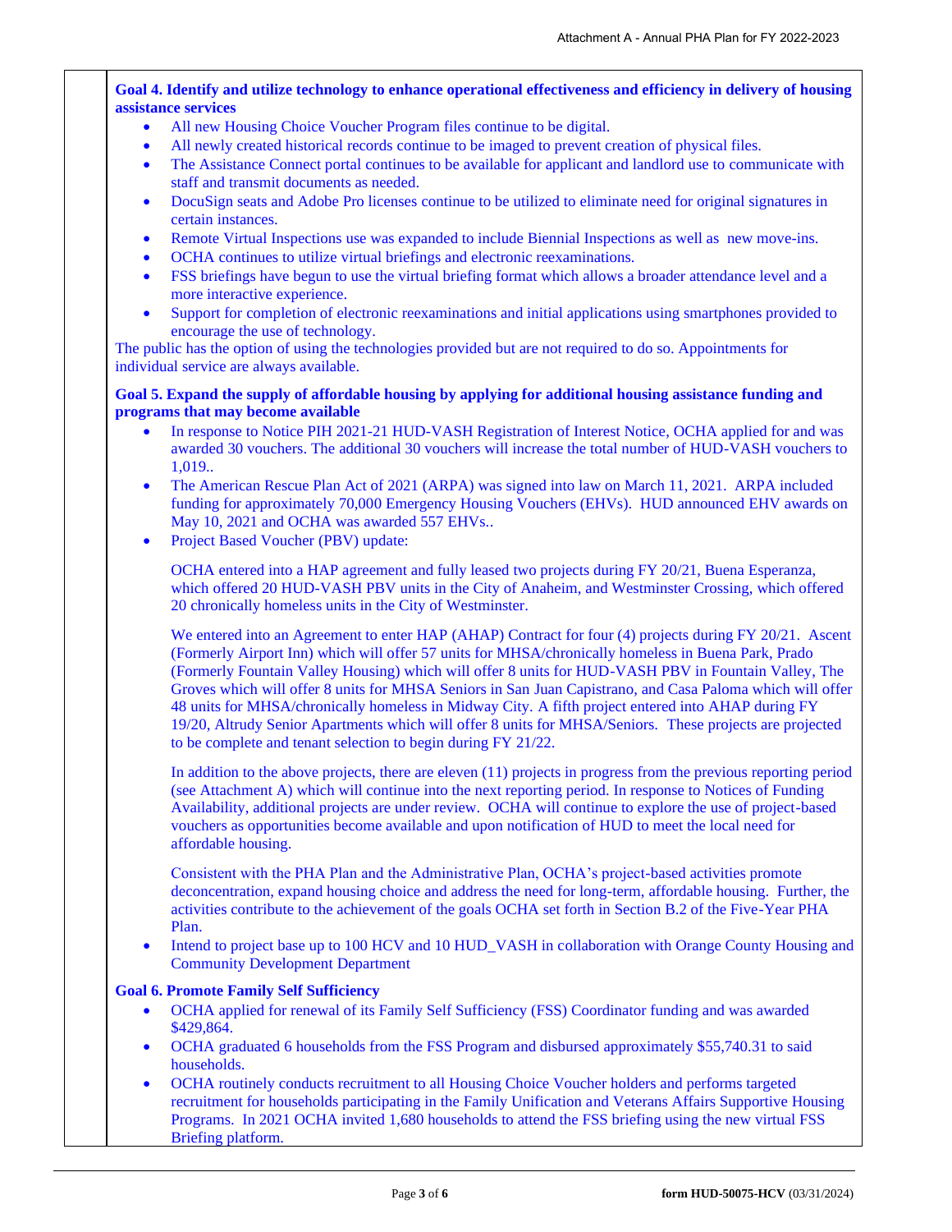**Goal 4. Identify and utilize technology to enhance operational effectiveness and efficiency in delivery of housing assistance services**

- All new Housing Choice Voucher Program files continue to be digital.
- All newly created historical records continue to be imaged to prevent creation of physical files.
- The Assistance Connect portal continues to be available for applicant and landlord use to communicate with staff and transmit documents as needed.
- DocuSign seats and Adobe Pro licenses continue to be utilized to eliminate need for original signatures in certain instances.
- Remote Virtual Inspections use was expanded to include Biennial Inspections as well as new move-ins.
- OCHA continues to utilize virtual briefings and electronic reexaminations.
- FSS briefings have begun to use the virtual briefing format which allows a broader attendance level and a more interactive experience.
- Support for completion of electronic reexaminations and initial applications using smartphones provided to encourage the use of technology.

The public has the option of using the technologies provided but are not required to do so. Appointments for individual service are always available.

**Goal 5. Expand the supply of affordable housing by applying for additional housing assistance funding and programs that may become available**

- In response to Notice PIH 2021-21 HUD-VASH Registration of Interest Notice, OCHA applied for and was awarded 30 vouchers. The additional 30 vouchers will increase the total number of HUD-VASH vouchers to 1,019..
- The American Rescue Plan Act of 2021 (ARPA) was signed into law on March 11, 2021. ARPA included funding for approximately 70,000 Emergency Housing Vouchers (EHVs). HUD announced EHV awards on May 10, 2021 and OCHA was awarded 557 EHVs..
- Project Based Voucher (PBV) update:

  OCHA entered into a HAP agreement and fully leased two projects during FY 20/21, Buena Esperanza, which offered 20 HUD-VASH PBV units in the City of Anaheim, and Westminster Crossing, which offered 20 chronically homeless units in the City of Westminster.

  We entered into an Agreement to enter HAP (AHAP) Contract for four (4) projects during FY 20/21. Ascent (Formerly Airport Inn) which will offer 57 units for MHSA/chronically homeless in Buena Park, Prado (Formerly Fountain Valley Housing) which will offer 8 units for HUD-VASH PBV in Fountain Valley, The Groves which will offer 8 units for MHSA Seniors in San Juan Capistrano, and Casa Paloma which will offer 48 units for MHSA/chronically homeless in Midway City. A fifth project entered into AHAP during FY 19/20, Altrudy Senior Apartments which will offer 8 units for MHSA/Seniors. These projects are projected to be complete and tenant selection to begin during FY 21/22.

  In addition to the above projects, there are eleven (11) projects in progress from the previous reporting period (see Attachment A) which will continue into the next reporting period. In response to Notices of Funding Availability, additional projects are under review. OCHA will continue to explore the use of project-based vouchers as opportunities become available and upon notification of HUD to meet the local need for affordable housing.

  Consistent with the PHA Plan and the Administrative Plan, OCHA's project-based activities promote deconcentration, expand housing choice and address the need for long-term, affordable housing. Further, the activities contribute to the achievement of the goals OCHA set forth in Section B.2 of the Five-Year PHA Plan.
- Intend to project base up to 100 HCV and 10 HUD_VASH in collaboration with Orange County Housing and Community Development Department

**Goal 6. Promote Family Self Sufficiency**

- OCHA applied for renewal of its Family Self Sufficiency (FSS) Coordinator funding and was awarded $429,864.
- OCHA graduated 6 households from the FSS Program and disbursed approximately $55,740.31 to said households.
- OCHA routinely conducts recruitment to all Housing Choice Voucher holders and performs targeted recruitment for households participating in the Family Unification and Veterans Affairs Supportive Housing Programs. In 2021 OCHA invited 1,680 households to attend the FSS briefing using the new virtual FSS Briefing platform.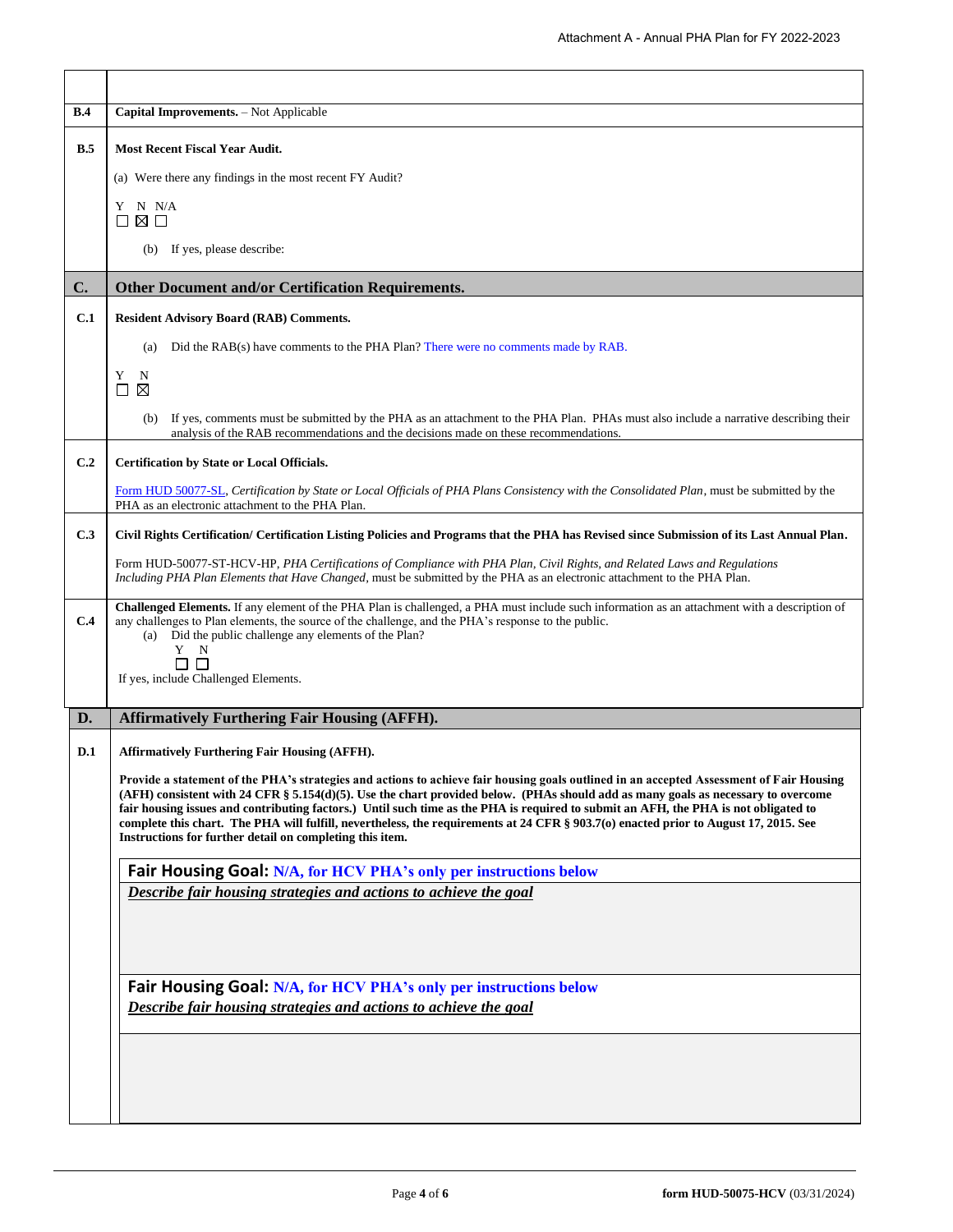| | |
|---|---|
| | |
| **B.4** | **Capital Improvements.** – Not Applicable |
| **B.5** | **Most Recent Fiscal Year Audit.**<br><br>(a) Were there any findings in the most recent FY Audit?<br><br>Y N N/A<br>☐ ☒ ☐<br><br>(b) If yes, please describe: |
| **C.** | **Other Document and/or Certification Requirements.** |
| **C.1** | **Resident Advisory Board (RAB) Comments.**<br><br>(a) Did the RAB(s) have comments to the PHA Plan? There were no comments made by RAB.<br><br>Y N<br>☐ ☒<br><br>(b) If yes, comments must be submitted by the PHA as an attachment to the PHA Plan. PHAs must also include a narrative describing their analysis of the RAB recommendations and the decisions made on these recommendations. |
| **C.2** | **Certification by State or Local Officials.**<br><br>Form HUD 50077-SL, *Certification by State or Local Officials of PHA Plans Consistency with the Consolidated Plan*, must be submitted by the PHA as an electronic attachment to the PHA Plan. |
| **C.3** | **Civil Rights Certification/ Certification Listing Policies and Programs that the PHA has Revised since Submission of its Last Annual Plan.**<br><br>Form HUD-50077-ST-HCV-HP, *PHA Certifications of Compliance with PHA Plan, Civil Rights, and Related Laws and Regulations Including PHA Plan Elements that Have Changed*, must be submitted by the PHA as an electronic attachment to the PHA Plan. |
| **C.4** | **Challenged Elements.** If any element of the PHA Plan is challenged, a PHA must include such information as an attachment with a description of any challenges to Plan elements, the source of the challenge, and the PHA's response to the public.<br>(a) Did the public challenge any elements of the Plan?<br>Y N<br>☐ ☐<br>If yes, include Challenged Elements. |
| **D.** | **Affirmatively Furthering Fair Housing (AFFH).** |
| **D.1** | **Affirmatively Furthering Fair Housing (AFFH).**<br><br>**Provide a statement of the PHA's strategies and actions to achieve fair housing goals outlined in an accepted Assessment of Fair Housing (AFFH) consistent with 24 CFR § 5.154(d)(5). Use the chart provided below. (PHAs should add as many goals as necessary to overcome fair housing issues and contributing factors.) Until such time as the PHA is required to submit an AFH, the PHA is not obligated to complete this chart. The PHA will fulfill, nevertheless, the requirements at 24 CFR § 903.7(o) enacted prior to August 17, 2015. See Instructions for further detail on completing this item.**<br><br>**Fair Housing Goal: N/A, for HCV PHA's only per instructions below**<br>***Describe fair housing strategies and actions to achieve the goal***<br><br>**Fair Housing Goal: N/A, for HCV PHA's only per instructions below**<br>***Describe fair housing strategies and actions to achieve the goal*** |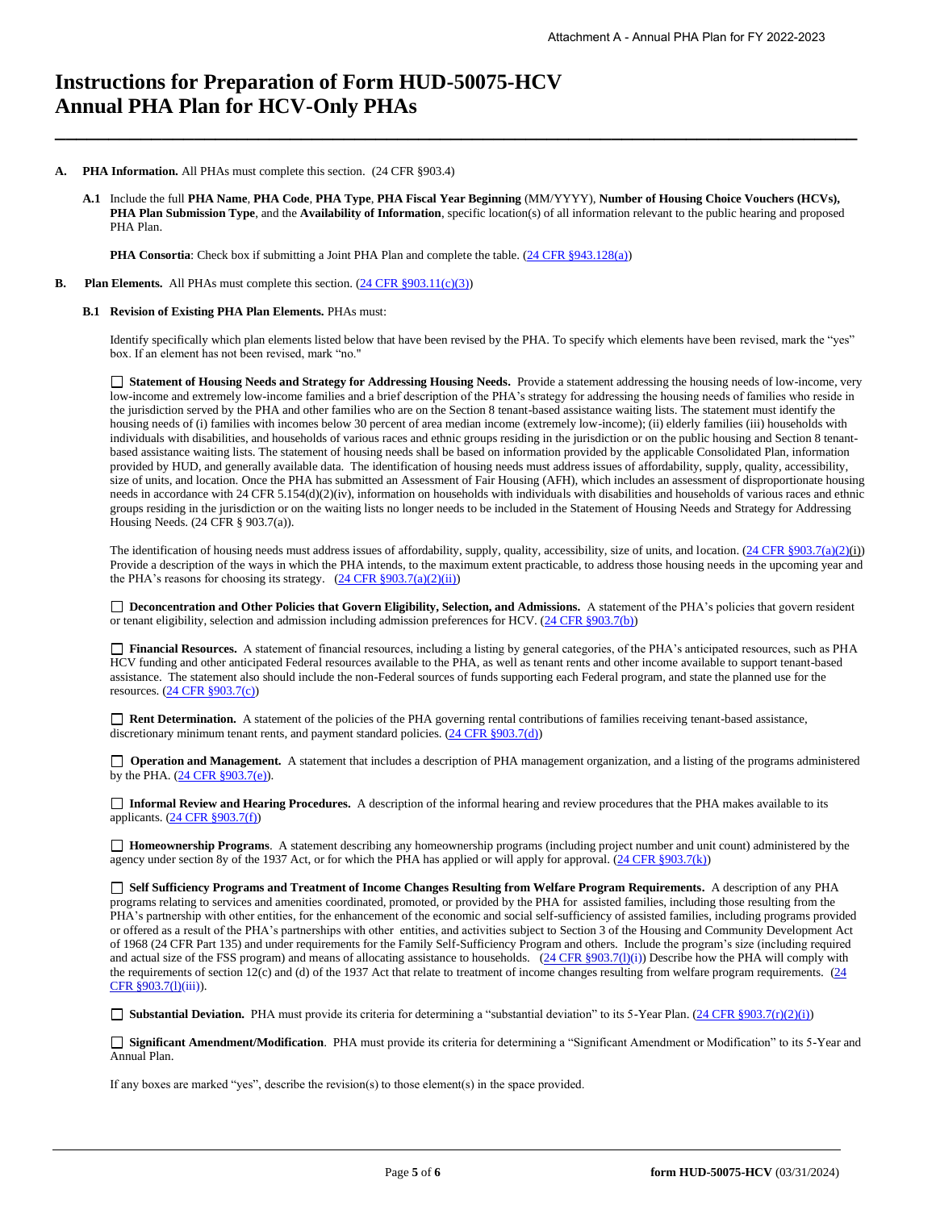# Instructions for Preparation of Form HUD-50075-HCV Annual PHA Plan for HCV-Only PHAs

**A. PHA Information.** All PHAs must complete this section. (24 CFR §903.4)

**A.1** Include the full **PHA Name**, **PHA Code**, **PHA Type**, **PHA Fiscal Year Beginning** (MM/YYYY), **Number of Housing Choice Vouchers (HCVs), PHA Plan Submission Type**, and the **Availability of Information**, specific location(s) of all information relevant to the public hearing and proposed PHA Plan.

**PHA Consortia**: Check box if submitting a Joint PHA Plan and complete the table. (24 CFR §943.128(a))

**B. Plan Elements.** All PHAs must complete this section. (24 CFR §903.11(c)(3))

**B.1 Revision of Existing PHA Plan Elements.** PHAs must:

Identify specifically which plan elements listed below that have been revised by the PHA. To specify which elements have been revised, mark the "yes" box. If an element has not been revised, mark "no."

☐ **Statement of Housing Needs and Strategy for Addressing Housing Needs.** Provide a statement addressing the housing needs of low-income, very low-income and extremely low-income families and a brief description of the PHA's strategy for addressing the housing needs of families who reside in the jurisdiction served by the PHA and other families who are on the Section 8 tenant-based assistance waiting lists. The statement must identify the housing needs of (i) families with incomes below 30 percent of area median income (extremely low-income); (ii) elderly families (iii) households with individuals with disabilities, and households of various races and ethnic groups residing in the jurisdiction or on the public housing and Section 8 tenant-based assistance waiting lists. The statement of housing needs shall be based on information provided by the applicable Consolidated Plan, information provided by HUD, and generally available data. The identification of housing needs must address issues of affordability, supply, quality, accessibility, size of units, and location. Once the PHA has submitted an Assessment of Fair Housing (AFH), which includes an assessment of disproportionate housing needs in accordance with 24 CFR 5.154(d)(2)(iv), information on households with individuals with disabilities and households of various races and ethnic groups residing in the jurisdiction or on the waiting lists no longer needs to be included in the Statement of Housing Needs and Strategy for Addressing Housing Needs. (24 CFR § 903.7(a)).

The identification of housing needs must address issues of affordability, supply, quality, accessibility, size of units, and location. (24 CFR §903.7(a)(2)(i)) Provide a description of the ways in which the PHA intends, to the maximum extent practicable, to address those housing needs in the upcoming year and the PHA's reasons for choosing its strategy. (24 CFR §903.7(a)(2)(ii))

☐ **Deconcentration and Other Policies that Govern Eligibility, Selection, and Admissions.** A statement of the PHA's policies that govern resident or tenant eligibility, selection and admission including admission preferences for HCV. (24 CFR §903.7(b))

☐ **Financial Resources.** A statement of financial resources, including a listing by general categories, of the PHA's anticipated resources, such as PHA HCV funding and other anticipated Federal resources available to the PHA, as well as tenant rents and other income available to support tenant-based assistance. The statement also should include the non-Federal sources of funds supporting each Federal program, and state the planned use for the resources. (24 CFR §903.7(c))

☐ **Rent Determination.** A statement of the policies of the PHA governing rental contributions of families receiving tenant-based assistance, discretionary minimum tenant rents, and payment standard policies. (24 CFR §903.7(d))

☐ **Operation and Management.** A statement that includes a description of PHA management organization, and a listing of the programs administered by the PHA. (24 CFR §903.7(e)).

☐ **Informal Review and Hearing Procedures.** A description of the informal hearing and review procedures that the PHA makes available to its applicants. (24 CFR §903.7(f))

☐ **Homeownership Programs**. A statement describing any homeownership programs (including project number and unit count) administered by the agency under section 8y of the 1937 Act, or for which the PHA has applied or will apply for approval. (24 CFR §903.7(k))

☐ **Self Sufficiency Programs and Treatment of Income Changes Resulting from Welfare Program Requirements.** A description of any PHA programs relating to services and amenities coordinated, promoted, or provided by the PHA for assisted families, including those resulting from the PHA's partnership with other entities, for the enhancement of the economic and social self-sufficiency of assisted families, including programs provided or offered as a result of the PHA's partnerships with other entities, and activities subject to Section 3 of the Housing and Community Development Act of 1968 (24 CFR Part 135) and under requirements for the Family Self-Sufficiency Program and others. Include the program's size (including required and actual size of the FSS program) and means of allocating assistance to households. (24 CFR §903.7(l)(i)) Describe how the PHA will comply with the requirements of section 12(c) and (d) of the 1937 Act that relate to treatment of income changes resulting from welfare program requirements. (24 CFR §903.7(l)(iii)).

☐ **Substantial Deviation.** PHA must provide its criteria for determining a "substantial deviation" to its 5-Year Plan. (24 CFR §903.7(r)(2)(i))

☐ **Significant Amendment/Modification**. PHA must provide its criteria for determining a "Significant Amendment or Modification" to its 5-Year and Annual Plan.

If any boxes are marked "yes", describe the revision(s) to those element(s) in the space provided.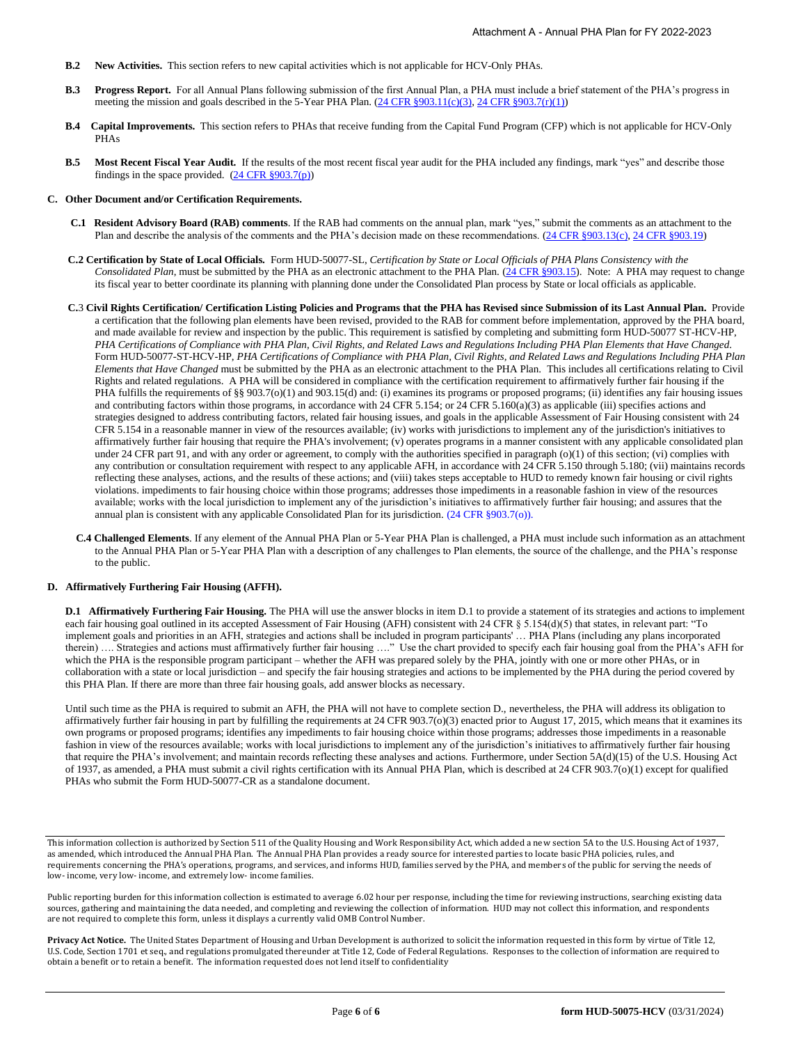**B.2 New Activities.** This section refers to new capital activities which is not applicable for HCV-Only PHAs.

**B.3 Progress Report.** For all Annual Plans following submission of the first Annual Plan, a PHA must include a brief statement of the PHA's progress in meeting the mission and goals described in the 5-Year PHA Plan. (24 CFR §903.11(c)(3), 24 CFR §903.7(r)(1))

**B.4 Capital Improvements.** This section refers to PHAs that receive funding from the Capital Fund Program (CFP) which is not applicable for HCV-Only PHAs

**B.5 Most Recent Fiscal Year Audit.** If the results of the most recent fiscal year audit for the PHA included any findings, mark "yes" and describe those findings in the space provided. (24 CFR §903.7(p))

## C. Other Document and/or Certification Requirements.

**C.1 Resident Advisory Board (RAB) comments**. If the RAB had comments on the annual plan, mark "yes," submit the comments as an attachment to the Plan and describe the analysis of the comments and the PHA's decision made on these recommendations. (24 CFR §903.13(c), 24 CFR §903.19)

**C.2 Certification by State of Local Officials.** Form HUD-50077-SL, *Certification by State or Local Officials of PHA Plans Consistency with the Consolidated Plan,* must be submitted by the PHA as an electronic attachment to the PHA Plan. (24 CFR §903.15). Note: A PHA may request to change its fiscal year to better coordinate its planning with planning done under the Consolidated Plan process by State or local officials as applicable.

**C.3 Civil Rights Certification/ Certification Listing Policies and Programs that the PHA has Revised since Submission of its Last Annual Plan.** Provide a certification that the following plan elements have been revised, provided to the RAB for comment before implementation, approved by the PHA board, and made available for review and inspection by the public. This requirement is satisfied by completing and submitting form HUD-50077 ST-HCV-HP, *PHA Certifications of Compliance with PHA Plan, Civil Rights, and Related Laws and Regulations Including PHA Plan Elements that Have Changed*. Form HUD-50077-ST-HCV-HP, *PHA Certifications of Compliance with PHA Plan, Civil Rights, and Related Laws and Regulations Including PHA Plan Elements that Have Changed* must be submitted by the PHA as an electronic attachment to the PHA Plan. This includes all certifications relating to Civil Rights and related regulations. A PHA will be considered in compliance with the certification requirement to affirmatively further fair housing if the PHA fulfills the requirements of §§ 903.7(o)(1) and 903.15(d) and: (i) examines its programs or proposed programs; (ii) identifies any fair housing issues and contributing factors within those programs, in accordance with 24 CFR 5.154; or 24 CFR 5.160(a)(3) as applicable (iii) specifies actions and strategies designed to address contributing factors, related fair housing issues, and goals in the applicable Assessment of Fair Housing consistent with 24 CFR 5.154 in a reasonable manner in view of the resources available; (iv) works with jurisdictions to implement any of the jurisdiction's initiatives to affirmatively further fair housing that require the PHA's involvement; (v) operates programs in a manner consistent with any applicable consolidated plan under 24 CFR part 91, and with any order or agreement, to comply with the authorities specified in paragraph (o)(1) of this section; (vi) complies with any contribution or consultation requirement with respect to any applicable AFH, in accordance with 24 CFR 5.150 through 5.180; (vii) maintains records reflecting these analyses, actions, and the results of these actions; and (viii) takes steps acceptable to HUD to remedy known fair housing or civil rights violations. impediments to fair housing choice within those programs; addresses those impediments in a reasonable fashion in view of the resources available; works with the local jurisdiction to implement any of the jurisdiction's initiatives to affirmatively further fair housing; and assures that the annual plan is consistent with any applicable Consolidated Plan for its jurisdiction. (24 CFR §903.7(o)).

**C.4 Challenged Elements**. If any element of the Annual PHA Plan or 5-Year PHA Plan is challenged, a PHA must include such information as an attachment to the Annual PHA Plan or 5-Year PHA Plan with a description of any challenges to Plan elements, the source of the challenge, and the PHA's response to the public.

## D. Affirmatively Furthering Fair Housing (AFFH).

**D.1 Affirmatively Furthering Fair Housing.** The PHA will use the answer blocks in item D.1 to provide a statement of its strategies and actions to implement each fair housing goal outlined in its accepted Assessment of Fair Housing (AFH) consistent with 24 CFR § 5.154(d)(5) that states, in relevant part: "To implement goals and priorities in an AFH, strategies and actions shall be included in program participants' … PHA Plans (including any plans incorporated therein) …. Strategies and actions must affirmatively further fair housing …." Use the chart provided to specify each fair housing goal from the PHA's AFH for which the PHA is the responsible program participant – whether the AFH was prepared solely by the PHA, jointly with one or more other PHAs, or in collaboration with a state or local jurisdiction – and specify the fair housing strategies and actions to be implemented by the PHA during the period covered by this PHA Plan. If there are more than three fair housing goals, add answer blocks as necessary.

Until such time as the PHA is required to submit an AFH, the PHA will not have to complete section D., nevertheless, the PHA will address its obligation to affirmatively further fair housing in part by fulfilling the requirements at 24 CFR 903.7(o)(3) enacted prior to August 17, 2015, which means that it examines its own programs or proposed programs; identifies any impediments to fair housing choice within those programs; addresses those impediments in a reasonable fashion in view of the resources available; works with local jurisdictions to implement any of the jurisdiction's initiatives to affirmatively further fair housing that require the PHA's involvement; and maintain records reflecting these analyses and actions. Furthermore, under Section 5A(d)(15) of the U.S. Housing Act of 1937, as amended, a PHA must submit a civil rights certification with its Annual PHA Plan, which is described at 24 CFR 903.7(o)(1) except for qualified PHAs who submit the Form HUD-50077-CR as a standalone document.

---

This information collection is authorized by Section 511 of the Quality Housing and Work Responsibility Act, which added a new section 5A to the U.S. Housing Act of 1937, as amended, which introduced the Annual PHA Plan. The Annual PHA Plan provides a ready source for interested parties to locate basic PHA policies, rules, and requirements concerning the PHA's operations, programs, and services, and informs HUD, families served by the PHA, and members of the public for serving the needs of low- income, very low- income, and extremely low- income families.

Public reporting burden for this information collection is estimated to average 6.02 hour per response, including the time for reviewing instructions, searching existing data sources, gathering and maintaining the data needed, and completing and reviewing the collection of information. HUD may not collect this information, and respondents are not required to complete this form, unless it displays a currently valid OMB Control Number.

**Privacy Act Notice.** The United States Department of Housing and Urban Development is authorized to solicit the information requested in this form by virtue of Title 12, U.S. Code, Section 1701 et seq., and regulations promulgated thereunder at Title 12, Code of Federal Regulations. Responses to the collection of information are required to obtain a benefit or to retain a benefit. The information requested does not lend itself to confidentiality